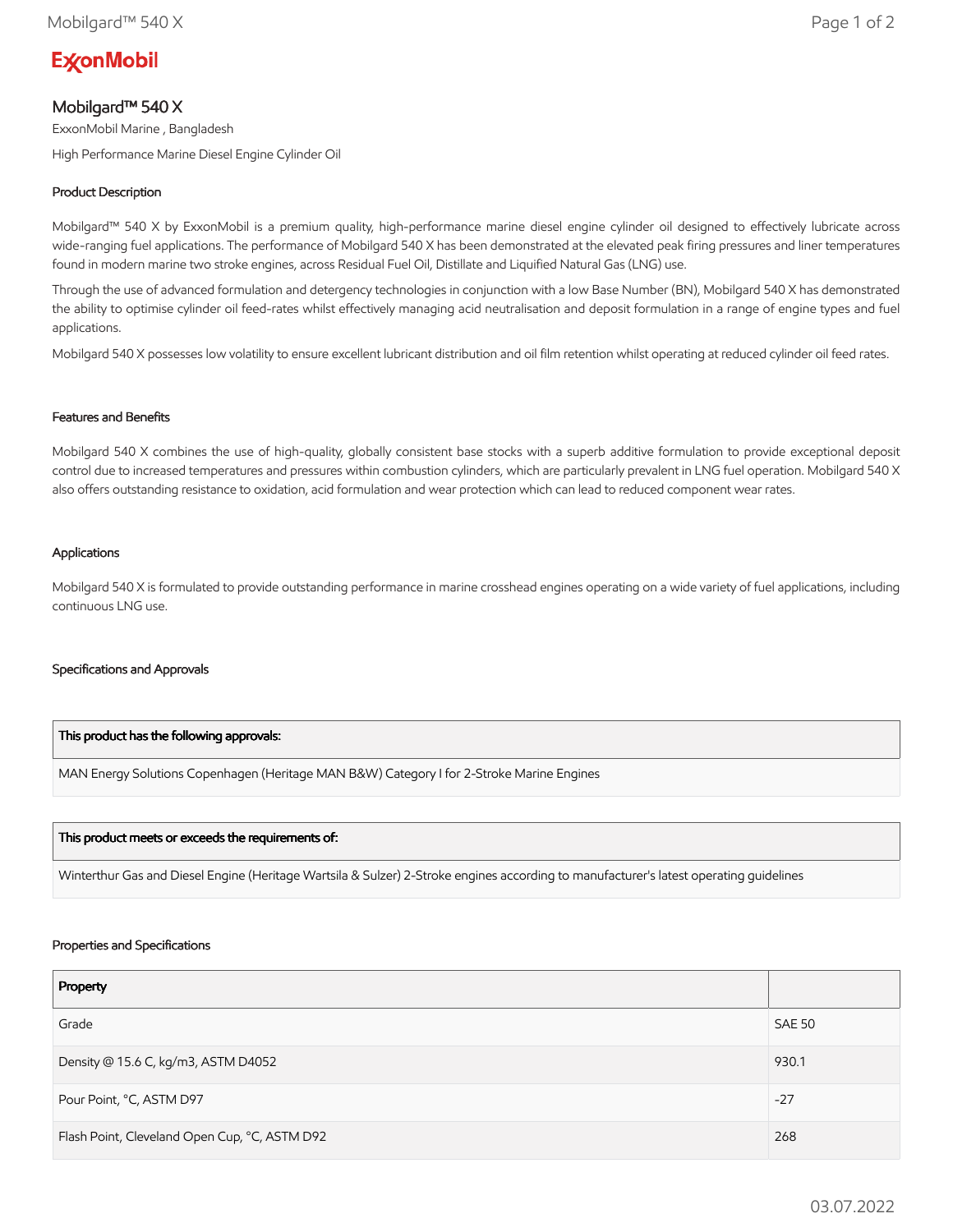ExxonMobil

# Mobilgard™ 540 X

ExxonMobil Marine , Bangladesh

High Performance Marine Diesel Engine Cylinder Oil

## Product Description

Mobilgard™ 540 X by ExxonMobil is a premium quality, high-performance marine diesel engine cylinder oil designed to effectively lubricate across wide-ranging fuel applications. The performance of Mobilgard 540 X has been demonstrated at the elevated peak firing pressures and liner temperatures found in modern marine two stroke engines, across Residual Fuel Oil, Distillate and Liquified Natural Gas (LNG) use.

Through the use of advanced formulation and detergency technologies in conjunction with a low Base Number (BN), Mobilgard 540 X has demonstrated the ability to optimise cylinder oil feed-rates whilst effectively managing acid neutralisation and deposit formulation in a range of engine types and fuel applications.

Mobilgard 540 X possesses low volatility to ensure excellent lubricant distribution and oil film retention whilst operating at reduced cylinder oil feed rates.

## Features and Benefits

Mobilgard 540 X combines the use of high-quality, globally consistent base stocks with a superb additive formulation to provide exceptional deposit control due to increased temperatures and pressures within combustion cylinders, which are particularly prevalent in LNG fuel operation. Mobilgard 540 X also offers outstanding resistance to oxidation, acid formulation and wear protection which can lead to reduced component wear rates.

## Applications

Mobilgard 540 X is formulated to provide outstanding performance in marine crosshead engines operating on a wide variety of fuel applications, including continuous LNG use.

## Specifications and Approvals

| This product has the following approvals: |
|---|
| MAN Energy Solutions Copenhagen (Heritage MAN B&W) Category I for 2-Stroke Marine Engines |

| This product meets or exceeds the requirements of: |
|---|
| Winterthur Gas and Diesel Engine (Heritage Wartsila & Sulzer) 2-Stroke engines according to manufacturer's latest operating guidelines |

## Properties and Specifications

| Property | |
|---|---|
| Grade | SAE 50 |
| Density @ 15.6 C, kg/m3, ASTM D4052 | 930.1 |
| Pour Point, °C, ASTM D97 | -27 |
| Flash Point, Cleveland Open Cup, °C, ASTM D92 | 268 |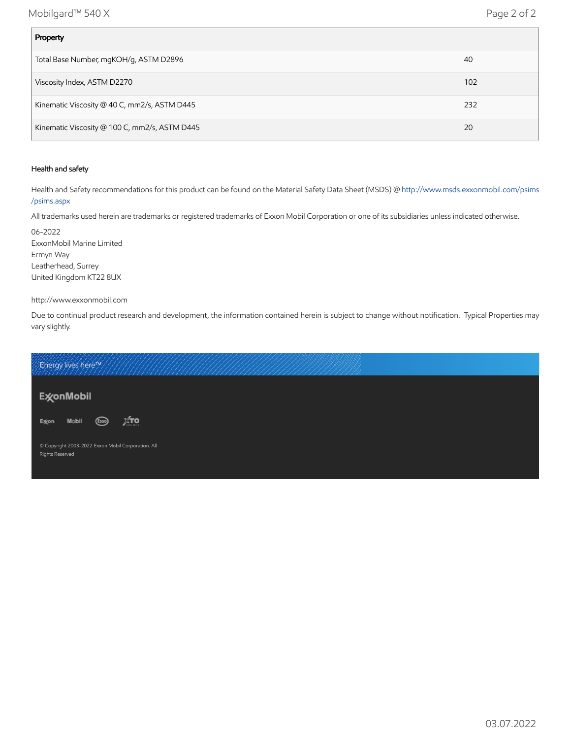| Property | |
|---|---|
| Total Base Number, mgKOH/g, ASTM D2896 | 40 |
| Viscosity Index, ASTM D2270 | 102 |
| Kinematic Viscosity @ 40 C, mm2/s, ASTM D445 | 232 |
| Kinematic Viscosity @ 100 C, mm2/s, ASTM D445 | 20 |

### Health and safety

Health and Safety recommendations for this product can be found on the Material Safety Data Sheet (MSDS) @ http://www.msds.exxonmobil.com/psims/psims.aspx

All trademarks used herein are trademarks or registered trademarks of Exxon Mobil Corporation or one of its subsidiaries unless indicated otherwise.

06-2022
ExxonMobil Marine Limited
Ermyn Way
Leatherhead, Surrey
United Kingdom KT22 8UX

http://www.exxonmobil.com

Due to continual product research and development, the information contained herein is subject to change without notification. Typical Properties may vary slightly.

Energy lives here™

ExxonMobil

Exxon Mobil Esso XTO

© Copyright 2003-2022 Exxon Mobil Corporation. All Rights Reserved